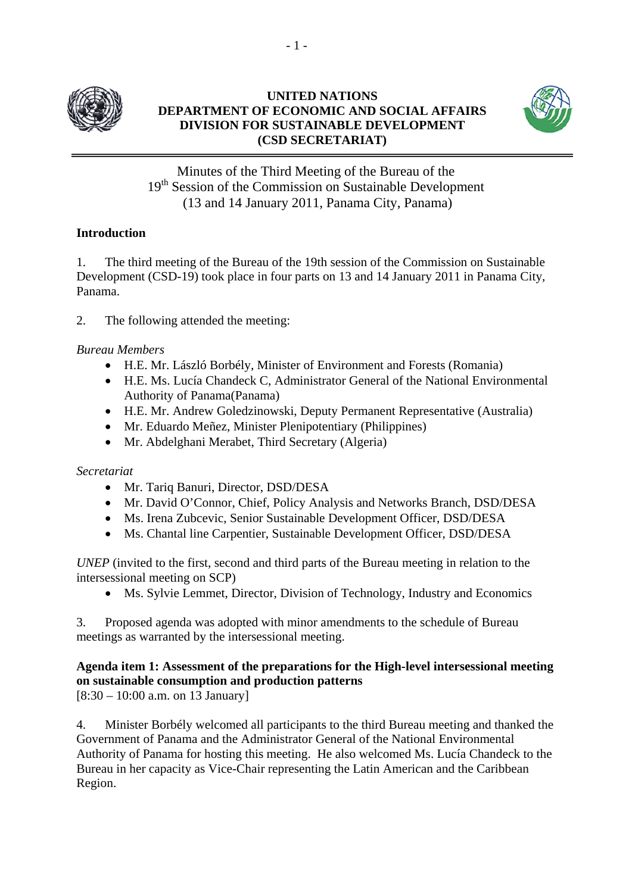**UNITED NATIONS**
**DEPARTMENT OF ECONOMIC AND SOCIAL AFFAIRS**
**DIVISION FOR SUSTAINABLE DEVELOPMENT**
**(CSD SECRETARIAT)**

# Minutes of the Third Meeting of the Bureau of the 19th Session of the Commission on Sustainable Development (13 and 14 January 2011, Panama City, Panama)

## Introduction

1. The third meeting of the Bureau of the 19th session of the Commission on Sustainable Development (CSD-19) took place in four parts on 13 and 14 January 2011 in Panama City, Panama.

2. The following attended the meeting:

*Bureau Members*

- H.E. Mr. László Borbély, Minister of Environment and Forests (Romania)
- H.E. Ms. Lucía Chandeck C, Administrator General of the National Environmental Authority of Panama(Panama)
- H.E. Mr. Andrew Goledzinowski, Deputy Permanent Representative (Australia)
- Mr. Eduardo Meñez, Minister Plenipotentiary (Philippines)
- Mr. Abdelghani Merabet, Third Secretary (Algeria)

*Secretariat*

- Mr. Tariq Banuri, Director, DSD/DESA
- Mr. David O'Connor, Chief, Policy Analysis and Networks Branch, DSD/DESA
- Ms. Irena Zubcevic, Senior Sustainable Development Officer, DSD/DESA
- Ms. Chantal line Carpentier, Sustainable Development Officer, DSD/DESA

*UNEP* (invited to the first, second and third parts of the Bureau meeting in relation to the intersessional meeting on SCP)

- Ms. Sylvie Lemmet, Director, Division of Technology, Industry and Economics

3. Proposed agenda was adopted with minor amendments to the schedule of Bureau meetings as warranted by the intersessional meeting.

## Agenda item 1: Assessment of the preparations for the High-level intersessional meeting on sustainable consumption and production patterns

[8:30 – 10:00 a.m. on 13 January]

4. Minister Borbély welcomed all participants to the third Bureau meeting and thanked the Government of Panama and the Administrator General of the National Environmental Authority of Panama for hosting this meeting. He also welcomed Ms. Lucía Chandeck to the Bureau in her capacity as Vice-Chair representing the Latin American and the Caribbean Region.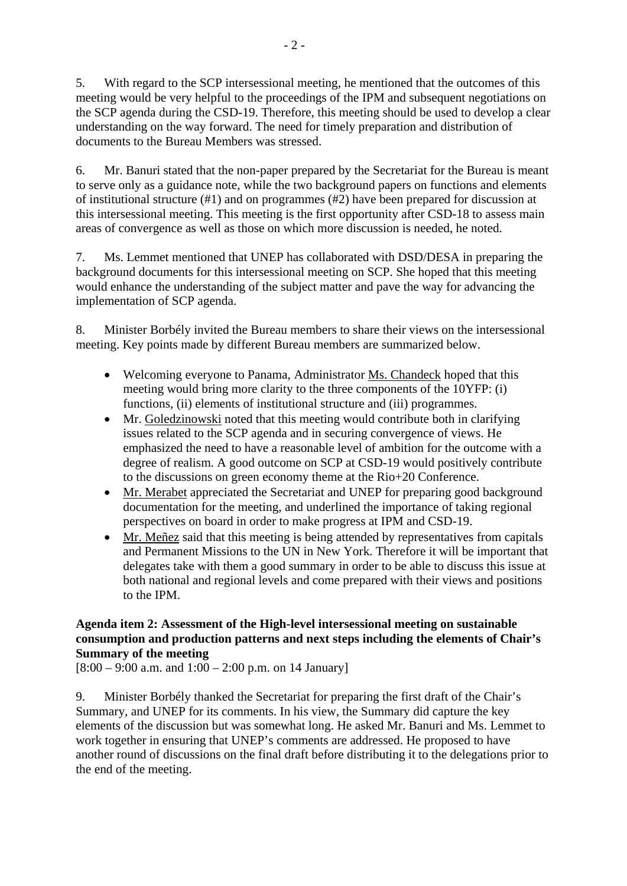5. With regard to the SCP intersessional meeting, he mentioned that the outcomes of this meeting would be very helpful to the proceedings of the IPM and subsequent negotiations on the SCP agenda during the CSD-19. Therefore, this meeting should be used to develop a clear understanding on the way forward. The need for timely preparation and distribution of documents to the Bureau Members was stressed.

6. Mr. Banuri stated that the non-paper prepared by the Secretariat for the Bureau is meant to serve only as a guidance note, while the two background papers on functions and elements of institutional structure (#1) and on programmes (#2) have been prepared for discussion at this intersessional meeting. This meeting is the first opportunity after CSD-18 to assess main areas of convergence as well as those on which more discussion is needed, he noted.

7. Ms. Lemmet mentioned that UNEP has collaborated with DSD/DESA in preparing the background documents for this intersessional meeting on SCP. She hoped that this meeting would enhance the understanding of the subject matter and pave the way for advancing the implementation of SCP agenda.

8. Minister Borbély invited the Bureau members to share their views on the intersessional meeting. Key points made by different Bureau members are summarized below.

- Welcoming everyone to Panama, Administrator Ms. Chandeck hoped that this meeting would bring more clarity to the three components of the 10YFP: (i) functions, (ii) elements of institutional structure and (iii) programmes.
- Mr. Goledzinowski noted that this meeting would contribute both in clarifying issues related to the SCP agenda and in securing convergence of views. He emphasized the need to have a reasonable level of ambition for the outcome with a degree of realism. A good outcome on SCP at CSD-19 would positively contribute to the discussions on green economy theme at the Rio+20 Conference.
- Mr. Merabet appreciated the Secretariat and UNEP for preparing good background documentation for the meeting, and underlined the importance of taking regional perspectives on board in order to make progress at IPM and CSD-19.
- Mr. Meñez said that this meeting is being attended by representatives from capitals and Permanent Missions to the UN in New York. Therefore it will be important that delegates take with them a good summary in order to be able to discuss this issue at both national and regional levels and come prepared with their views and positions to the IPM.

**Agenda item 2: Assessment of the High-level intersessional meeting on sustainable consumption and production patterns and next steps including the elements of Chair's Summary of the meeting**

[8:00 – 9:00 a.m. and 1:00 – 2:00 p.m. on 14 January]

9. Minister Borbély thanked the Secretariat for preparing the first draft of the Chair's Summary, and UNEP for its comments. In his view, the Summary did capture the key elements of the discussion but was somewhat long. He asked Mr. Banuri and Ms. Lemmet to work together in ensuring that UNEP's comments are addressed. He proposed to have another round of discussions on the final draft before distributing it to the delegations prior to the end of the meeting.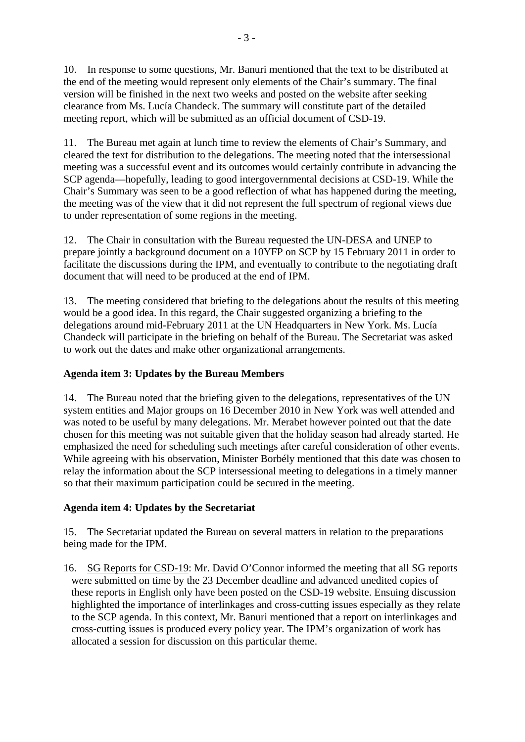10. In response to some questions, Mr. Banuri mentioned that the text to be distributed at the end of the meeting would represent only elements of the Chair's summary. The final version will be finished in the next two weeks and posted on the website after seeking clearance from Ms. Lucía Chandeck. The summary will constitute part of the detailed meeting report, which will be submitted as an official document of CSD-19.

11. The Bureau met again at lunch time to review the elements of Chair's Summary, and cleared the text for distribution to the delegations. The meeting noted that the intersessional meeting was a successful event and its outcomes would certainly contribute in advancing the SCP agenda—hopefully, leading to good intergovernmental decisions at CSD-19. While the Chair's Summary was seen to be a good reflection of what has happened during the meeting, the meeting was of the view that it did not represent the full spectrum of regional views due to under representation of some regions in the meeting.

12. The Chair in consultation with the Bureau requested the UN-DESA and UNEP to prepare jointly a background document on a 10YFP on SCP by 15 February 2011 in order to facilitate the discussions during the IPM, and eventually to contribute to the negotiating draft document that will need to be produced at the end of IPM.

13. The meeting considered that briefing to the delegations about the results of this meeting would be a good idea. In this regard, the Chair suggested organizing a briefing to the delegations around mid-February 2011 at the UN Headquarters in New York. Ms. Lucía Chandeck will participate in the briefing on behalf of the Bureau. The Secretariat was asked to work out the dates and make other organizational arrangements.

**Agenda item 3: Updates by the Bureau Members**

14. The Bureau noted that the briefing given to the delegations, representatives of the UN system entities and Major groups on 16 December 2010 in New York was well attended and was noted to be useful by many delegations. Mr. Merabet however pointed out that the date chosen for this meeting was not suitable given that the holiday season had already started. He emphasized the need for scheduling such meetings after careful consideration of other events. While agreeing with his observation, Minister Borbély mentioned that this date was chosen to relay the information about the SCP intersessional meeting to delegations in a timely manner so that their maximum participation could be secured in the meeting.

**Agenda item 4: Updates by the Secretariat**

15. The Secretariat updated the Bureau on several matters in relation to the preparations being made for the IPM.

16. SG Reports for CSD-19: Mr. David O'Connor informed the meeting that all SG reports were submitted on time by the 23 December deadline and advanced unedited copies of these reports in English only have been posted on the CSD-19 website. Ensuing discussion highlighted the importance of interlinkages and cross-cutting issues especially as they relate to the SCP agenda. In this context, Mr. Banuri mentioned that a report on interlinkages and cross-cutting issues is produced every policy year. The IPM's organization of work has allocated a session for discussion on this particular theme.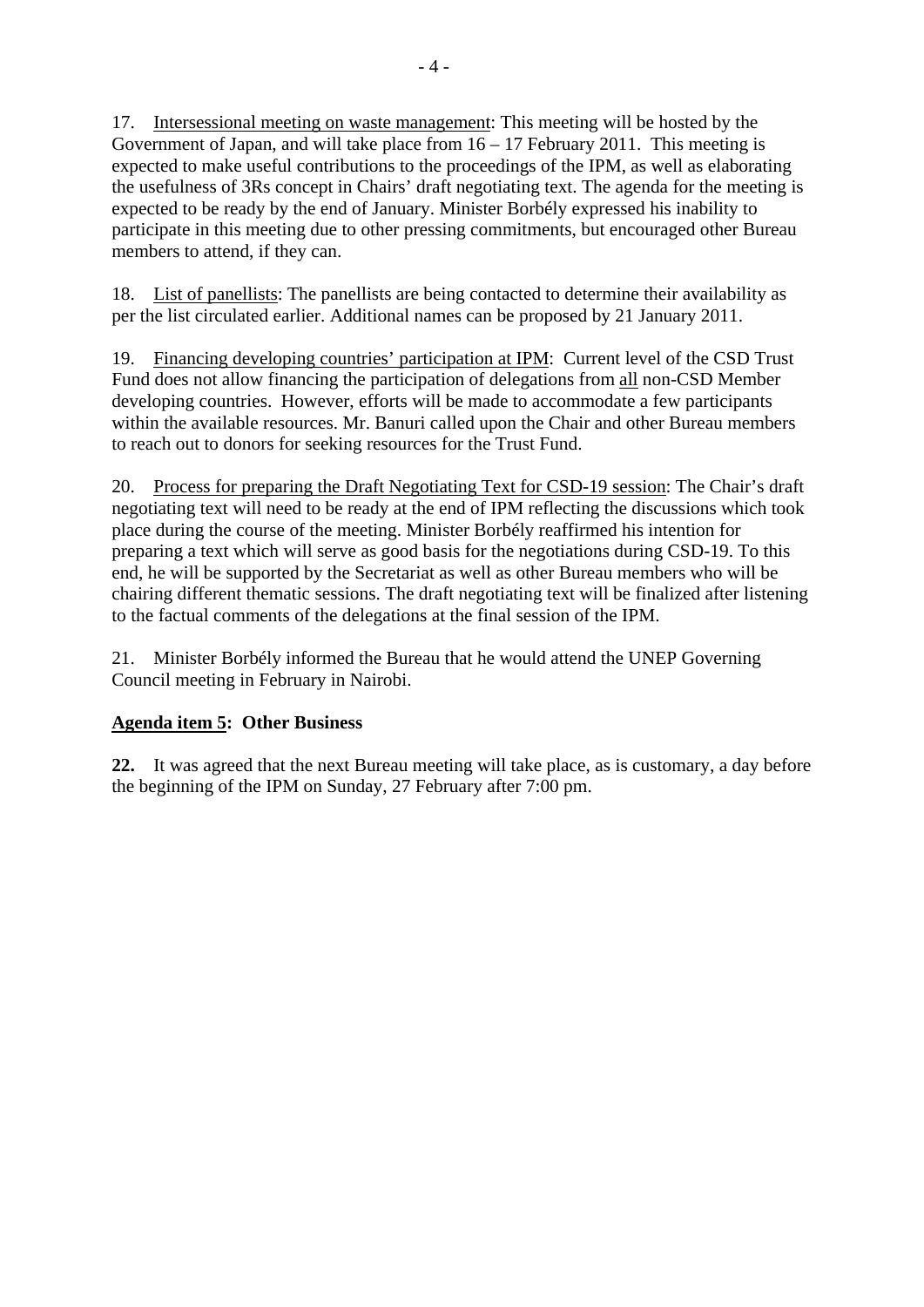17. Intersessional meeting on waste management: This meeting will be hosted by the Government of Japan, and will take place from 16 – 17 February 2011. This meeting is expected to make useful contributions to the proceedings of the IPM, as well as elaborating the usefulness of 3Rs concept in Chairs' draft negotiating text. The agenda for the meeting is expected to be ready by the end of January. Minister Borbély expressed his inability to participate in this meeting due to other pressing commitments, but encouraged other Bureau members to attend, if they can.

18. List of panellists: The panellists are being contacted to determine their availability as per the list circulated earlier. Additional names can be proposed by 21 January 2011.

19. Financing developing countries' participation at IPM: Current level of the CSD Trust Fund does not allow financing the participation of delegations from all non-CSD Member developing countries. However, efforts will be made to accommodate a few participants within the available resources. Mr. Banuri called upon the Chair and other Bureau members to reach out to donors for seeking resources for the Trust Fund.

20. Process for preparing the Draft Negotiating Text for CSD-19 session: The Chair's draft negotiating text will need to be ready at the end of IPM reflecting the discussions which took place during the course of the meeting. Minister Borbély reaffirmed his intention for preparing a text which will serve as good basis for the negotiations during CSD-19. To this end, he will be supported by the Secretariat as well as other Bureau members who will be chairing different thematic sessions. The draft negotiating text will be finalized after listening to the factual comments of the delegations at the final session of the IPM.

21. Minister Borbély informed the Bureau that he would attend the UNEP Governing Council meeting in February in Nairobi.

**Agenda item 5: Other Business**

**22.** It was agreed that the next Bureau meeting will take place, as is customary, a day before the beginning of the IPM on Sunday, 27 February after 7:00 pm.